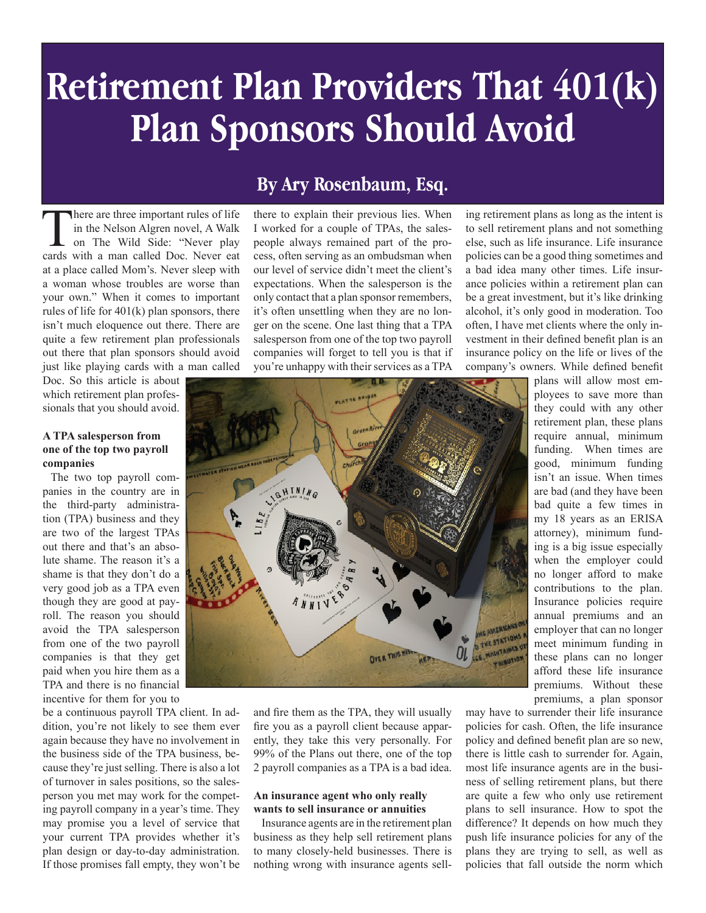# Retirement Plan Providers That 401(k) Plan Sponsors Should Avoid

## By Ary Rosenbaum, Esq.

There are three important rules of life in the Nelson Algren novel, A Walk on The Wild Side: "Never play cards with a man called Doc. Never eat at a place called Mom's. Never sleep with a woman whose troubles are worse than your own." When it comes to important rules of life for 401(k) plan sponsors, there isn't much eloquence out there. There are quite a few retirement plan professionals out there that plan sponsors should avoid just like playing cards with a man called Doc. So this article is about which retirement plan professionals that you should avoid.

**A TPA salesperson from one of the top two payroll companies**

The two top payroll companies in the country are in the third-party administration (TPA) business and they are two of the largest TPAs out there and that's an absolute shame. The reason it's a shame is that they don't do a very good job as a TPA even though they are good at payroll. The reason you should avoid the TPA salesperson from one of the two payroll companies is that they get paid when you hire them as a TPA and there is no financial incentive for them for you to be a continuous payroll TPA client. In addition, you're not likely to see them ever again because they have no involvement in the business side of the TPA business, because they're just selling. There is also a lot of turnover in sales positions, so the salesperson you met may work for the competing payroll company in a year's time. They may promise you a level of service that your current TPA provides whether it's plan design or day-to-day administration. If those promises fall empty, they won't be there to explain their previous lies. When I worked for a couple of TPAs, the salespeople always remained part of the process, often serving as an ombudsman when our level of service didn't meet the client's expectations. When the salesperson is the only contact that a plan sponsor remembers, it's often unsettling when they are no longer on the scene. One last thing that a TPA salesperson from one of the top two payroll companies will forget to tell you is that if you're unhappy with their services as a TPA and fire them as the TPA, they will usually fire you as a payroll client because apparently, they take this very personally. For 99% of the Plans out there, one of the top 2 payroll companies as a TPA is a bad idea.

**An insurance agent who only really wants to sell insurance or annuities**

Insurance agents are in the retirement plan business as they help sell retirement plans to many closely-held businesses. There is nothing wrong with insurance agents selling retirement plans as long as the intent is to sell retirement plans and not something else, such as life insurance. Life insurance policies can be a good thing sometimes and a bad idea many other times. Life insurance policies within a retirement plan can be a great investment, but it's like drinking alcohol, it's only good in moderation. Too often, I have met clients where the only investment in their defined benefit plan is an insurance policy on the life or lives of the company's owners. While defined benefit plans will allow most employees to save more than they could with any other retirement plan, these plans require annual, minimum funding. When times are good, minimum funding isn't an issue. When times are bad (and they have been bad quite a few times in my 18 years as an ERISA attorney), minimum funding is a big issue especially when the employer could no longer afford to make contributions to the plan. Insurance policies require annual premiums and an employer that can no longer meet minimum funding in these plans can no longer afford these life insurance premiums. Without these premiums, a plan sponsor may have to surrender their life insurance policies for cash. Often, the life insurance policy and defined benefit plan are so new, there is little cash to surrender for. Again, most life insurance agents are in the business of selling retirement plans, but there are quite a few who only use retirement plans to sell insurance. How to spot the difference? It depends on how much they push life insurance policies for any of the plans they are trying to sell, as well as policies that fall outside the norm which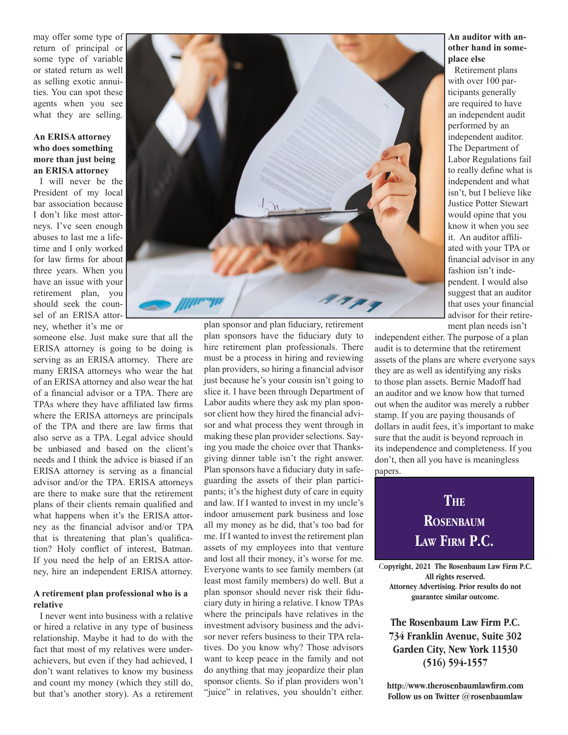may offer some type of return of principal or some type of variable or stated return as well as selling exotic annuities. You can spot these agents when you see what they are selling.

**An ERISA attorney who does something more than just being an ERISA attorney**

I will never be the President of my local bar association because I don't like most attorneys. I've seen enough abuses to last me a lifetime and I only worked for law firms for about three years. When you have an issue with your retirement plan, you should seek the counsel of an ERISA attorney, whether it's me or someone else. Just make sure that all the ERISA attorney is going to be doing is serving as an ERISA attorney. There are many ERISA attorneys who wear the hat of an ERISA attorney and also wear the hat of a financial advisor or a TPA. There are TPAs where they have affiliated law firms where the ERISA attorneys are principals of the TPA and there are law firms that also serve as a TPA. Legal advice should be unbiased and based on the client's needs and I think the advice is biased if an ERISA attorney is serving as a financial advisor and/or the TPA. ERISA attorneys are there to make sure that the retirement plans of their clients remain qualified and what happens when it's the ERISA attorney as the financial advisor and/or TPA that is threatening that plan's qualification? Holy conflict of interest, Batman. If you need the help of an ERISA attorney, hire an independent ERISA attorney.

**A retirement plan professional who is a relative**

I never went into business with a relative or hired a relative in any type of business relationship. Maybe it had to do with the fact that most of my relatives were underachievers, but even if they had achieved, I don't want relatives to know my business and count my money (which they still do, but that's another story). As a retirement plan sponsor and plan fiduciary, retirement plan sponsors have the fiduciary duty to hire retirement plan professionals. There must be a process in hiring and reviewing plan providers, so hiring a financial advisor just because he's your cousin isn't going to slice it. I have been through Department of Labor audits where they ask my plan sponsor client how they hired the financial advisor and what process they went through in making these plan provider selections. Saying you made the choice over that Thanksgiving dinner table isn't the right answer. Plan sponsors have a fiduciary duty in safeguarding the assets of their plan participants; it's the highest duty of care in equity and law. If I wanted to invest in my uncle's indoor amusement park business and lose all my money as he did, that's too bad for me. If I wanted to invest the retirement plan assets of my employees into that venture and lost all their money, it's worse for me. Everyone wants to see family members (at least most family members) do well. But a plan sponsor should never risk their fiduciary duty in hiring a relative. I know TPAs where the principals have relatives in the investment advisory business and the advisor never refers business to their TPA relatives. Do you know why? Those advisors want to keep peace in the family and not do anything that may jeopardize their plan sponsor clients. So if plan providers won't "juice" in relatives, you shouldn't either.

**An auditor with another hand in someplace else**

Retirement plans with over 100 participants generally are required to have an independent audit performed by an independent auditor. The Department of Labor Regulations fail to really define what is independent and what isn't, but I believe like Justice Potter Stewart would opine that you know it when you see it. An auditor affiliated with your TPA or financial advisor in any fashion isn't independent. I would also suggest that an auditor that uses your financial advisor for their retirement plan needs isn't independent either. The purpose of a plan audit is to determine that the retirement assets of the plans are where everyone says they are as well as identifying any risks to those plan assets. Bernie Madoff had an auditor and we know how that turned out when the auditor was merely a rubber stamp. If you are paying thousands of dollars in audit fees, it's important to make sure that the audit is beyond reproach in its independence and completeness. If you don't, then all you have is meaningless papers.

**THE ROSENBAUM LAW FIRM P.C.**

**Copyright, 2021 The Rosenbaum Law Firm P.C. All rights reserved. Attorney Advertising. Prior results do not guarantee similar outcome.**

**The Rosenbaum Law Firm P.C.**
**734 Franklin Avenue, Suite 302**
**Garden City, New York 11530**
**(516) 594-1557**

**http://www.therosenbaumlawfirm.com**
**Follow us on Twitter @rosenbaumlaw**